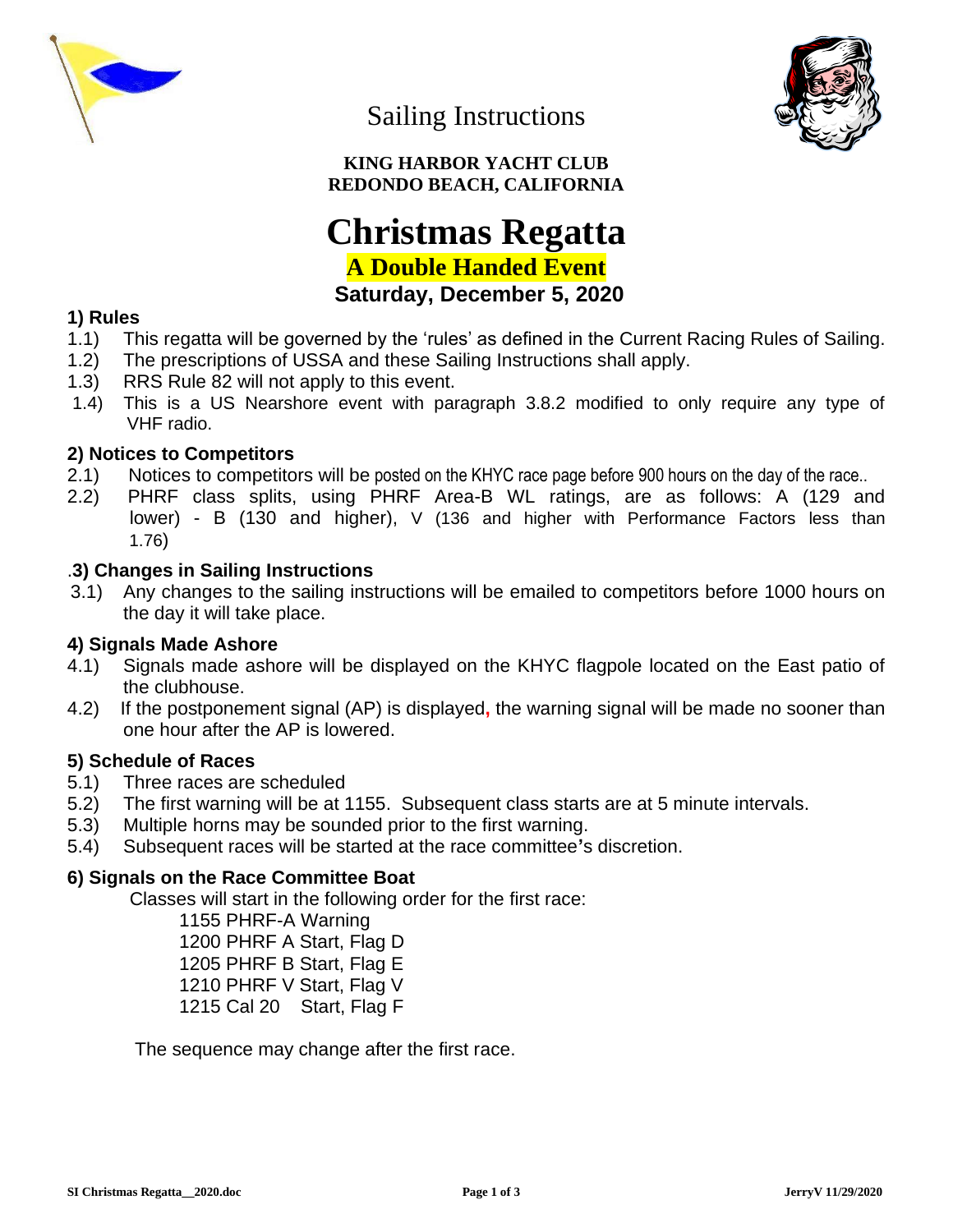# Sailing Instructions

**KING HARBOR YACHT CLUB**
**REDONDO BEACH, CALIFORNIA**

# Christmas Regatta

## A Double Handed Event

## Saturday, December 5, 2020

### 1) Rules

1.1) This regatta will be governed by the 'rules' as defined in the Current Racing Rules of Sailing.
1.2) The prescriptions of USSA and these Sailing Instructions shall apply.
1.3) RRS Rule 82 will not apply to this event.
1.4) This is a US Nearshore event with paragraph 3.8.2 modified to only require any type of VHF radio.

### 2) Notices to Competitors

2.1) Notices to competitors will be posted on the KHYC race page before 900 hours on the day of the race..
2.2) PHRF class splits, using PHRF Area-B WL ratings, are as follows: A (129 and lower) - B (130 and higher), V (136 and higher with Performance Factors less than 1.76)

### .3) Changes in Sailing Instructions

3.1) Any changes to the sailing instructions will be emailed to competitors before 1000 hours on the day it will take place.

### 4) Signals Made Ashore

4.1) Signals made ashore will be displayed on the KHYC flagpole located on the East patio of the clubhouse.
4.2) If the postponement signal (AP) is displayed, the warning signal will be made no sooner than one hour after the AP is lowered.

### 5) Schedule of Races

5.1) Three races are scheduled
5.2) The first warning will be at 1155. Subsequent class starts are at 5 minute intervals.
5.3) Multiple horns may be sounded prior to the first warning.
5.4) Subsequent races will be started at the race committee's discretion.

### 6) Signals on the Race Committee Boat

Classes will start in the following order for the first race:

1155 PHRF-A Warning
1200 PHRF A Start, Flag D
1205 PHRF B Start, Flag E
1210 PHRF V Start, Flag V
1215 Cal 20 Start, Flag F

The sequence may change after the first race.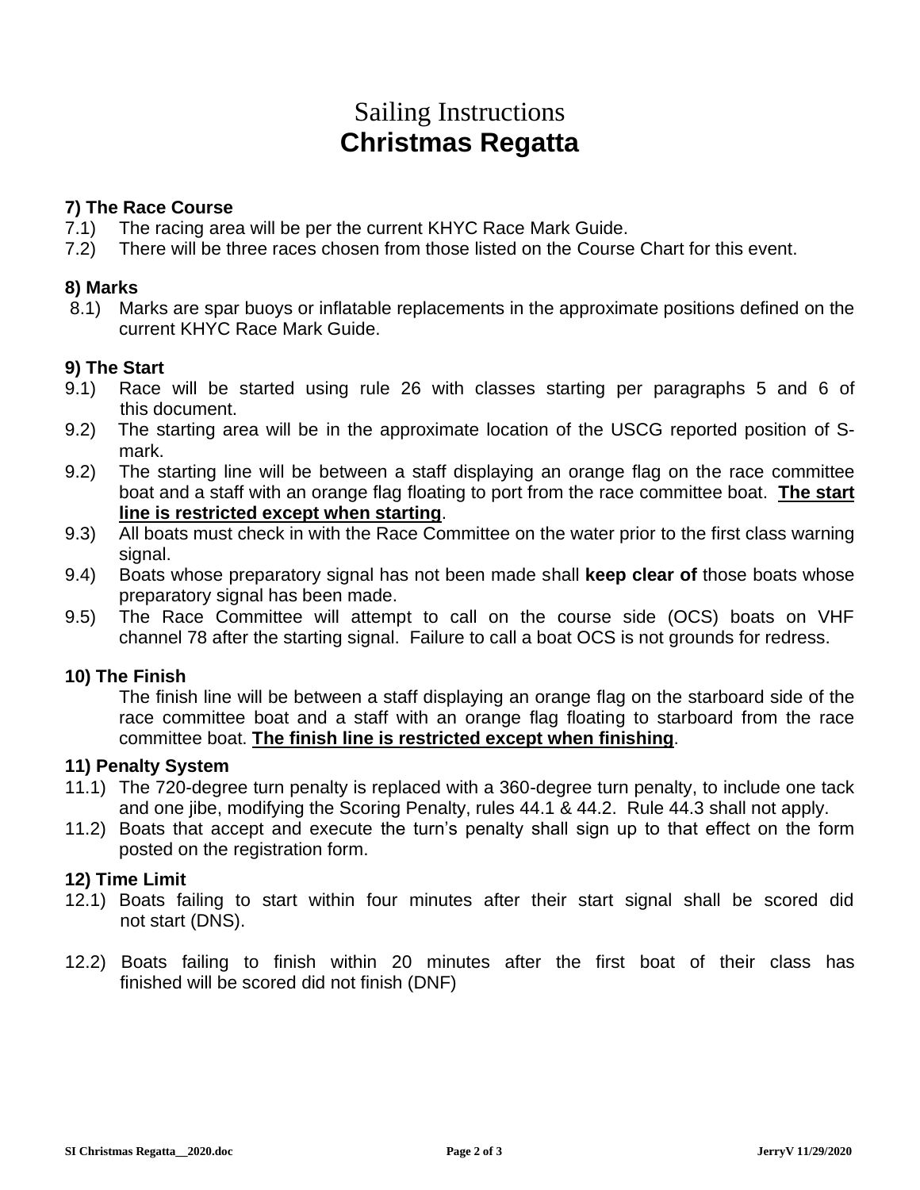# Sailing Instructions
# **Christmas Regatta**

### 7) The Race Course

7.1) The racing area will be per the current KHYC Race Mark Guide.

7.2) There will be three races chosen from those listed on the Course Chart for this event.

### 8) Marks

8.1) Marks are spar buoys or inflatable replacements in the approximate positions defined on the current KHYC Race Mark Guide.

### 9) The Start

9.1) Race will be started using rule 26 with classes starting per paragraphs 5 and 6 of this document.

9.2) The starting area will be in the approximate location of the USCG reported position of S-mark.

9.2) The starting line will be between a staff displaying an orange flag on the race committee boat and a staff with an orange flag floating to port from the race committee boat. **<u>The start line is restricted except when starting</u>**.

9.3) All boats must check in with the Race Committee on the water prior to the first class warning signal.

9.4) Boats whose preparatory signal has not been made shall **keep clear of** those boats whose preparatory signal has been made.

9.5) The Race Committee will attempt to call on the course side (OCS) boats on VHF channel 78 after the starting signal. Failure to call a boat OCS is not grounds for redress.

### 10) The Finish

The finish line will be between a staff displaying an orange flag on the starboard side of the race committee boat and a staff with an orange flag floating to starboard from the race committee boat. **<u>The finish line is restricted except when finishing</u>**.

### 11) Penalty System

11.1) The 720-degree turn penalty is replaced with a 360-degree turn penalty, to include one tack and one jibe, modifying the Scoring Penalty, rules 44.1 & 44.2. Rule 44.3 shall not apply.

11.2) Boats that accept and execute the turn's penalty shall sign up to that effect on the form posted on the registration form.

### 12) Time Limit

12.1) Boats failing to start within four minutes after their start signal shall be scored did not start (DNS).

12.2) Boats failing to finish within 20 minutes after the first boat of their class has finished will be scored did not finish (DNF)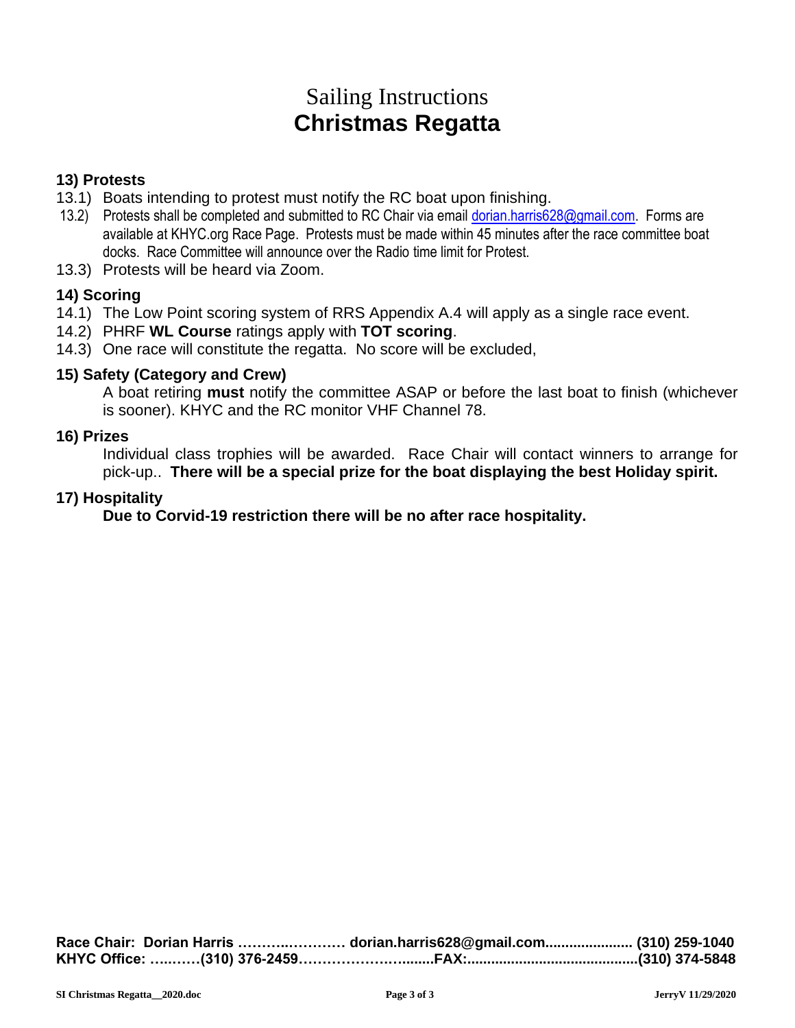# Sailing Instructions
# **Christmas Regatta**

### 13) Protests

13.1) Boats intending to protest must notify the RC boat upon finishing.

13.2) Protests shall be completed and submitted to RC Chair via email dorian.harris628@gmail.com. Forms are available at KHYC.org Race Page. Protests must be made within 45 minutes after the race committee boat docks. Race Committee will announce over the Radio time limit for Protest.

13.3) Protests will be heard via Zoom.

### 14) Scoring

14.1) The Low Point scoring system of RRS Appendix A.4 will apply as a single race event.

14.2) PHRF **WL Course** ratings apply with **TOT scoring**.

14.3) One race will constitute the regatta. No score will be excluded,

### 15) Safety (Category and Crew)

A boat retiring **must** notify the committee ASAP or before the last boat to finish (whichever is sooner). KHYC and the RC monitor VHF Channel 78.

### 16) Prizes

Individual class trophies will be awarded. Race Chair will contact winners to arrange for pick-up.. **There will be a special prize for the boat displaying the best Holiday spirit.**

### 17) Hospitality

**Due to Corvid-19 restriction there will be no after race hospitality.**

**Race Chair: Dorian Harris ……….………… dorian.harris628@gmail.com..................... (310) 259-1040**
**KHYC Office: ….……(310) 376-2459……………………........FAX:..........................................(310) 374-5848**